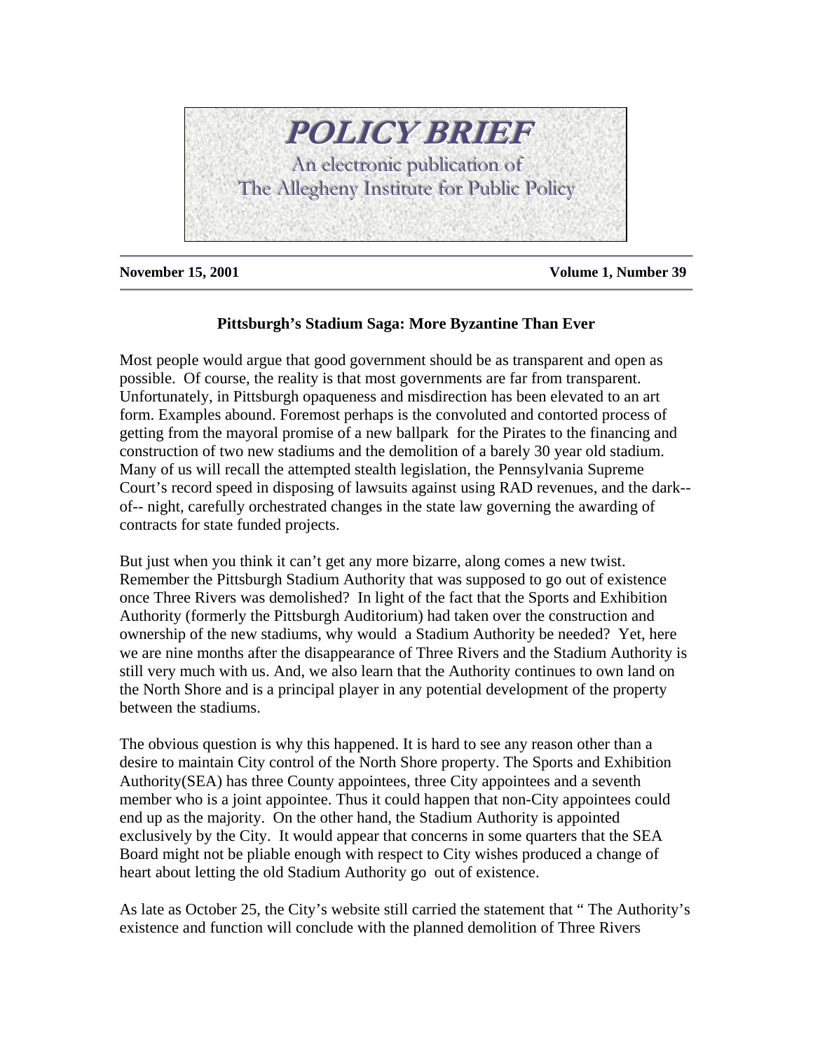# POLICY BRIEF

An electronic publication of
The Allegheny Institute for Public Policy

**November 15, 2001** **Volume 1, Number 39**

## Pittsburgh's Stadium Saga: More Byzantine Than Ever

Most people would argue that good government should be as transparent and open as possible. Of course, the reality is that most governments are far from transparent. Unfortunately, in Pittsburgh opaqueness and misdirection has been elevated to an art form. Examples abound. Foremost perhaps is the convoluted and contorted process of getting from the mayoral promise of a new ballpark for the Pirates to the financing and construction of two new stadiums and the demolition of a barely 30 year old stadium. Many of us will recall the attempted stealth legislation, the Pennsylvania Supreme Court's record speed in disposing of lawsuits against using RAD revenues, and the dark--of-- night, carefully orchestrated changes in the state law governing the awarding of contracts for state funded projects.

But just when you think it can't get any more bizarre, along comes a new twist. Remember the Pittsburgh Stadium Authority that was supposed to go out of existence once Three Rivers was demolished? In light of the fact that the Sports and Exhibition Authority (formerly the Pittsburgh Auditorium) had taken over the construction and ownership of the new stadiums, why would a Stadium Authority be needed? Yet, here we are nine months after the disappearance of Three Rivers and the Stadium Authority is still very much with us. And, we also learn that the Authority continues to own land on the North Shore and is a principal player in any potential development of the property between the stadiums.

The obvious question is why this happened. It is hard to see any reason other than a desire to maintain City control of the North Shore property. The Sports and Exhibition Authority(SEA) has three County appointees, three City appointees and a seventh member who is a joint appointee. Thus it could happen that non-City appointees could end up as the majority. On the other hand, the Stadium Authority is appointed exclusively by the City. It would appear that concerns in some quarters that the SEA Board might not be pliable enough with respect to City wishes produced a change of heart about letting the old Stadium Authority go out of existence.

As late as October 25, the City's website still carried the statement that " The Authority's existence and function will conclude with the planned demolition of Three Rivers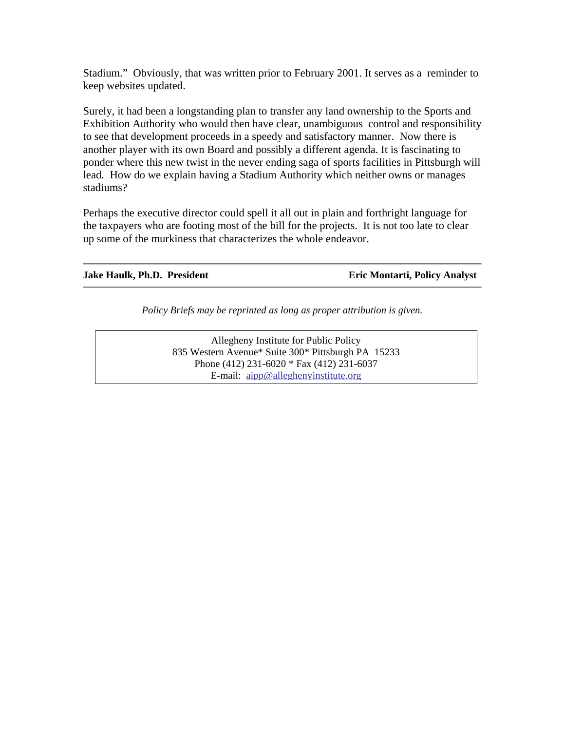Stadium." Obviously, that was written prior to February 2001. It serves as a reminder to keep websites updated.

Surely, it had been a longstanding plan to transfer any land ownership to the Sports and Exhibition Authority who would then have clear, unambiguous control and responsibility to see that development proceeds in a speedy and satisfactory manner. Now there is another player with its own Board and possibly a different agenda. It is fascinating to ponder where this new twist in the never ending saga of sports facilities in Pittsburgh will lead. How do we explain having a Stadium Authority which neither owns or manages stadiums?

Perhaps the executive director could spell it all out in plain and forthright language for the taxpayers who are footing most of the bill for the projects. It is not too late to clear up some of the murkiness that characterizes the whole endeavor.

---

**Jake Haulk, Ph.D. President** **Eric Montarti, Policy Analyst**

---

*Policy Briefs may be reprinted as long as proper attribution is given.*

Allegheny Institute for Public Policy
835 Western Avenue* Suite 300* Pittsburgh PA 15233
Phone (412) 231-6020 * Fax (412) 231-6037
E-mail: aipp@alleghenyinstitute.org